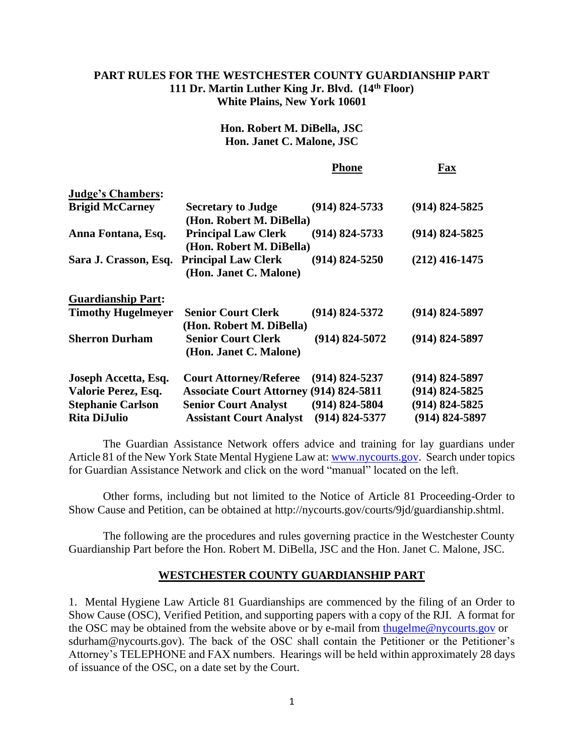**PART RULES FOR THE WESTCHESTER COUNTY GUARDIANSHIP PART**
**111 Dr. Martin Luther King Jr. Blvd. (14th Floor)**
**White Plains, New York 10601**

**Hon. Robert M. DiBella, JSC**
**Hon. Janet C. Malone, JSC**

| | | Phone | Fax |
|---|---|---|---|
| **Judge's Chambers:** | | | |
| **Brigid McCarney** | **Secretary to Judge (Hon. Robert M. DiBella)** | **(914) 824-5733** | **(914) 824-5825** |
| **Anna Fontana, Esq.** | **Principal Law Clerk (Hon. Robert M. DiBella)** | **(914) 824-5733** | **(914) 824-5825** |
| **Sara J. Crasson, Esq.** | **Principal Law Clerk (Hon. Janet C. Malone)** | **(914) 824-5250** | **(212) 416-1475** |
| **Guardianship Part:** | | | |
| **Timothy Hugelmeyer** | **Senior Court Clerk (Hon. Robert M. DiBella)** | **(914) 824-5372** | **(914) 824-5897** |
| **Sherron Durham** | **Senior Court Clerk (Hon. Janet C. Malone)** | **(914) 824-5072** | **(914) 824-5897** |
| **Joseph Accetta, Esq.** | **Court Attorney/Referee** | **(914) 824-5237** | **(914) 824-5897** |
| **Valorie Perez, Esq.** | **Associate Court Attorney** | **(914) 824-5811** | **(914) 824-5825** |
| **Stephanie Carlson** | **Senior Court Analyst** | **(914) 824-5804** | **(914) 824-5825** |
| **Rita DiJulio** | **Assistant Court Analyst** | **(914) 824-5377** | **(914) 824-5897** |

The Guardian Assistance Network offers advice and training for lay guardians under Article 81 of the New York State Mental Hygiene Law at: www.nycourts.gov. Search under topics for Guardian Assistance Network and click on the word "manual" located on the left.

Other forms, including but not limited to the Notice of Article 81 Proceeding-Order to Show Cause and Petition, can be obtained at http://nycourts.gov/courts/9jd/guardianship.shtml.

The following are the procedures and rules governing practice in the Westchester County Guardianship Part before the Hon. Robert M. DiBella, JSC and the Hon. Janet C. Malone, JSC.

## WESTCHESTER COUNTY GUARDIANSHIP PART

1. Mental Hygiene Law Article 81 Guardianships are commenced by the filing of an Order to Show Cause (OSC), Verified Petition, and supporting papers with a copy of the RJI. A format for the OSC may be obtained from the website above or by e-mail from thugelme@nycourts.gov or sdurham@nycourts.gov). The back of the OSC shall contain the Petitioner or the Petitioner's Attorney's TELEPHONE and FAX numbers. Hearings will be held within approximately 28 days of issuance of the OSC, on a date set by the Court.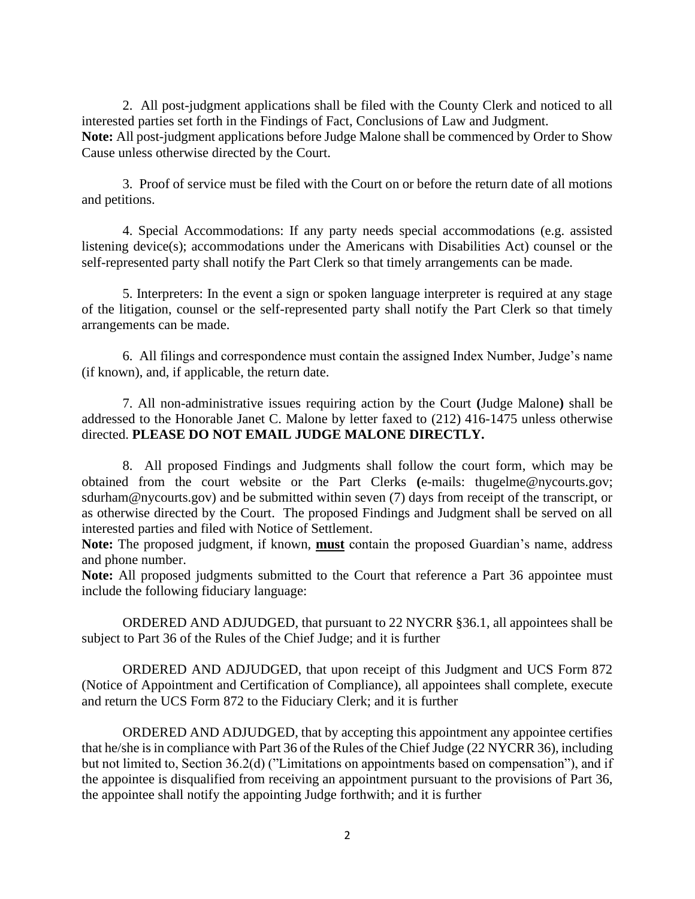2. All post-judgment applications shall be filed with the County Clerk and noticed to all interested parties set forth in the Findings of Fact, Conclusions of Law and Judgment.
**Note:** All post-judgment applications before Judge Malone shall be commenced by Order to Show Cause unless otherwise directed by the Court.

3. Proof of service must be filed with the Court on or before the return date of all motions and petitions.

4. Special Accommodations: If any party needs special accommodations (e.g. assisted listening device(s); accommodations under the Americans with Disabilities Act) counsel or the self-represented party shall notify the Part Clerk so that timely arrangements can be made.

5. Interpreters: In the event a sign or spoken language interpreter is required at any stage of the litigation, counsel or the self-represented party shall notify the Part Clerk so that timely arrangements can be made.

6. All filings and correspondence must contain the assigned Index Number, Judge's name (if known), and, if applicable, the return date.

7. All non-administrative issues requiring action by the Court **(**Judge Malone**)** shall be addressed to the Honorable Janet C. Malone by letter faxed to (212) 416-1475 unless otherwise directed. **PLEASE DO NOT EMAIL JUDGE MALONE DIRECTLY.**

8. All proposed Findings and Judgments shall follow the court form, which may be obtained from the court website or the Part Clerks **(**e-mails: thugelme@nycourts.gov; sdurham@nycourts.gov) and be submitted within seven (7) days from receipt of the transcript, or as otherwise directed by the Court. The proposed Findings and Judgment shall be served on all interested parties and filed with Notice of Settlement.
**Note:** The proposed judgment, if known, **<u>must</u>** contain the proposed Guardian's name, address and phone number.
**Note:** All proposed judgments submitted to the Court that reference a Part 36 appointee must include the following fiduciary language:

ORDERED AND ADJUDGED, that pursuant to 22 NYCRR §36.1, all appointees shall be subject to Part 36 of the Rules of the Chief Judge; and it is further

ORDERED AND ADJUDGED, that upon receipt of this Judgment and UCS Form 872 (Notice of Appointment and Certification of Compliance), all appointees shall complete, execute and return the UCS Form 872 to the Fiduciary Clerk; and it is further

ORDERED AND ADJUDGED, that by accepting this appointment any appointee certifies that he/she is in compliance with Part 36 of the Rules of the Chief Judge (22 NYCRR 36), including but not limited to, Section 36.2(d) ("Limitations on appointments based on compensation"), and if the appointee is disqualified from receiving an appointment pursuant to the provisions of Part 36, the appointee shall notify the appointing Judge forthwith; and it is further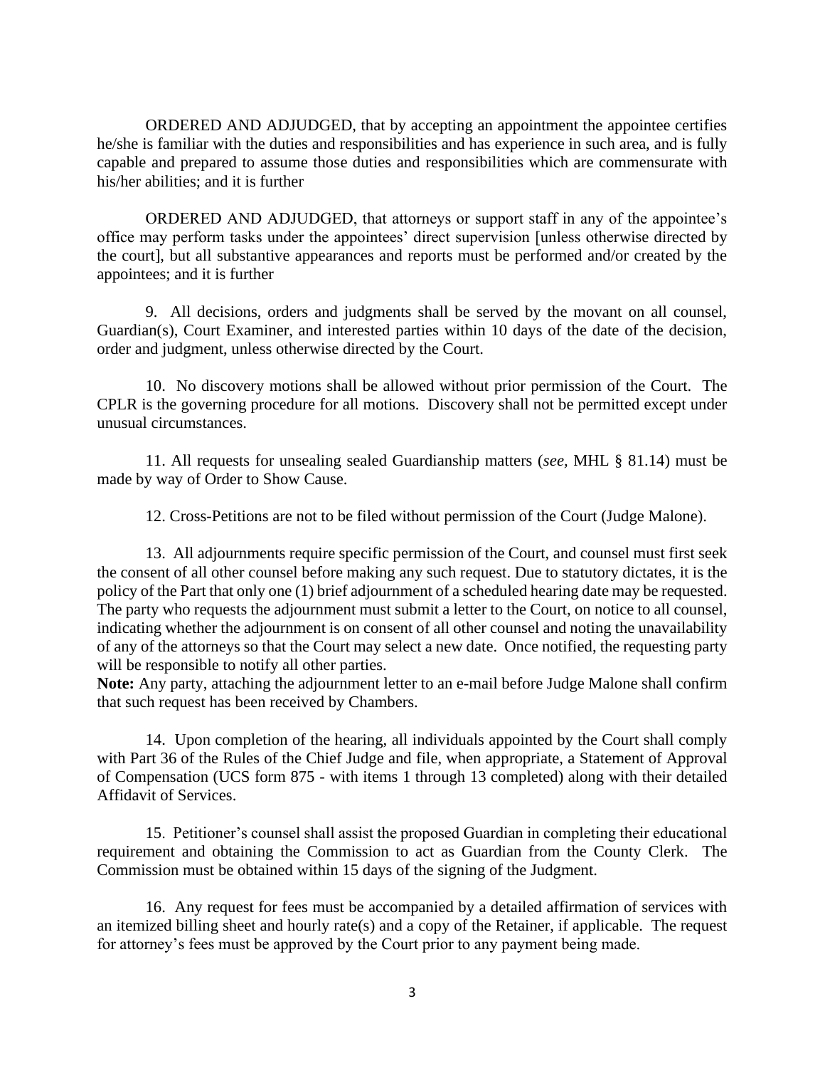ORDERED AND ADJUDGED, that by accepting an appointment the appointee certifies he/she is familiar with the duties and responsibilities and has experience in such area, and is fully capable and prepared to assume those duties and responsibilities which are commensurate with his/her abilities; and it is further

ORDERED AND ADJUDGED, that attorneys or support staff in any of the appointee's office may perform tasks under the appointees' direct supervision [unless otherwise directed by the court], but all substantive appearances and reports must be performed and/or created by the appointees; and it is further

9. All decisions, orders and judgments shall be served by the movant on all counsel, Guardian(s), Court Examiner, and interested parties within 10 days of the date of the decision, order and judgment, unless otherwise directed by the Court.

10. No discovery motions shall be allowed without prior permission of the Court. The CPLR is the governing procedure for all motions. Discovery shall not be permitted except under unusual circumstances.

11. All requests for unsealing sealed Guardianship matters (*see,* MHL § 81.14) must be made by way of Order to Show Cause.

12. Cross-Petitions are not to be filed without permission of the Court (Judge Malone).

13. All adjournments require specific permission of the Court, and counsel must first seek the consent of all other counsel before making any such request. Due to statutory dictates, it is the policy of the Part that only one (1) brief adjournment of a scheduled hearing date may be requested. The party who requests the adjournment must submit a letter to the Court, on notice to all counsel, indicating whether the adjournment is on consent of all other counsel and noting the unavailability of any of the attorneys so that the Court may select a new date. Once notified, the requesting party will be responsible to notify all other parties.
**Note:** Any party, attaching the adjournment letter to an e-mail before Judge Malone shall confirm that such request has been received by Chambers.

14. Upon completion of the hearing, all individuals appointed by the Court shall comply with Part 36 of the Rules of the Chief Judge and file, when appropriate, a Statement of Approval of Compensation (UCS form 875 - with items 1 through 13 completed) along with their detailed Affidavit of Services.

15. Petitioner's counsel shall assist the proposed Guardian in completing their educational requirement and obtaining the Commission to act as Guardian from the County Clerk. The Commission must be obtained within 15 days of the signing of the Judgment.

16. Any request for fees must be accompanied by a detailed affirmation of services with an itemized billing sheet and hourly rate(s) and a copy of the Retainer, if applicable. The request for attorney's fees must be approved by the Court prior to any payment being made.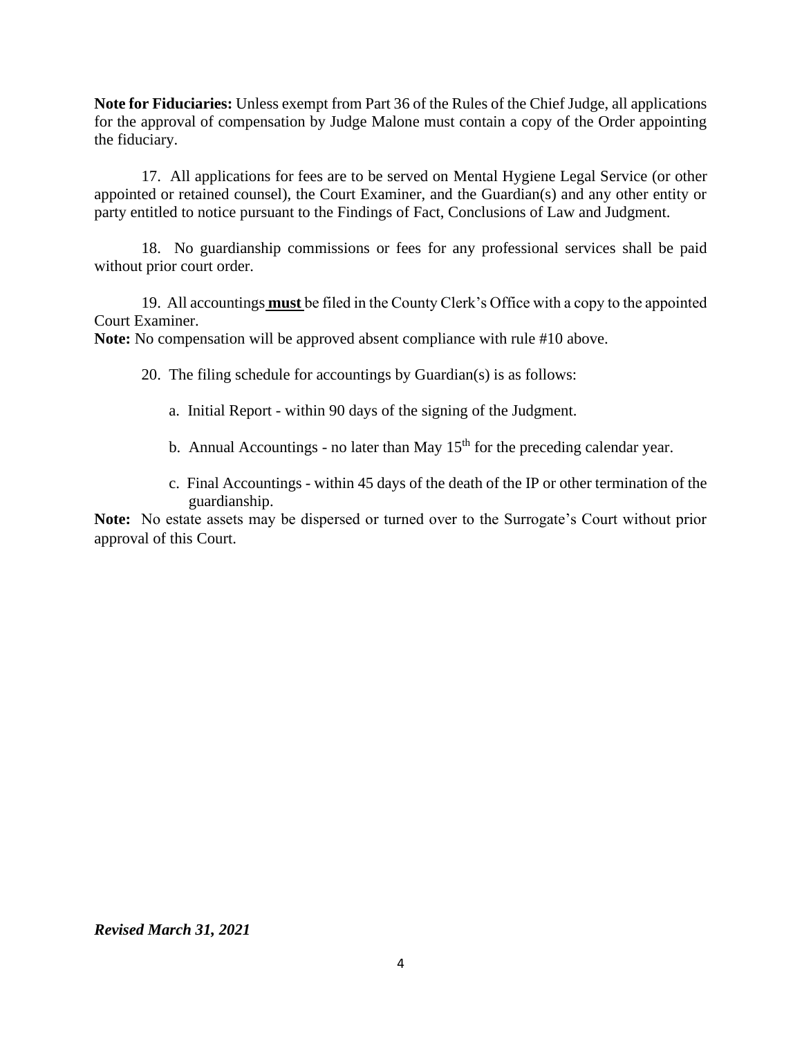**Note for Fiduciaries:** Unless exempt from Part 36 of the Rules of the Chief Judge, all applications for the approval of compensation by Judge Malone must contain a copy of the Order appointing the fiduciary.

17. All applications for fees are to be served on Mental Hygiene Legal Service (or other appointed or retained counsel), the Court Examiner, and the Guardian(s) and any other entity or party entitled to notice pursuant to the Findings of Fact, Conclusions of Law and Judgment.

18. No guardianship commissions or fees for any professional services shall be paid without prior court order.

19. All accountings **must** be filed in the County Clerk's Office with a copy to the appointed Court Examiner.

**Note:** No compensation will be approved absent compliance with rule #10 above.

20. The filing schedule for accountings by Guardian(s) is as follows:

a. Initial Report - within 90 days of the signing of the Judgment.

b. Annual Accountings - no later than May 15th for the preceding calendar year.

c. Final Accountings - within 45 days of the death of the IP or other termination of the guardianship.

**Note:** No estate assets may be dispersed or turned over to the Surrogate's Court without prior approval of this Court.

***Revised March 31, 2021***